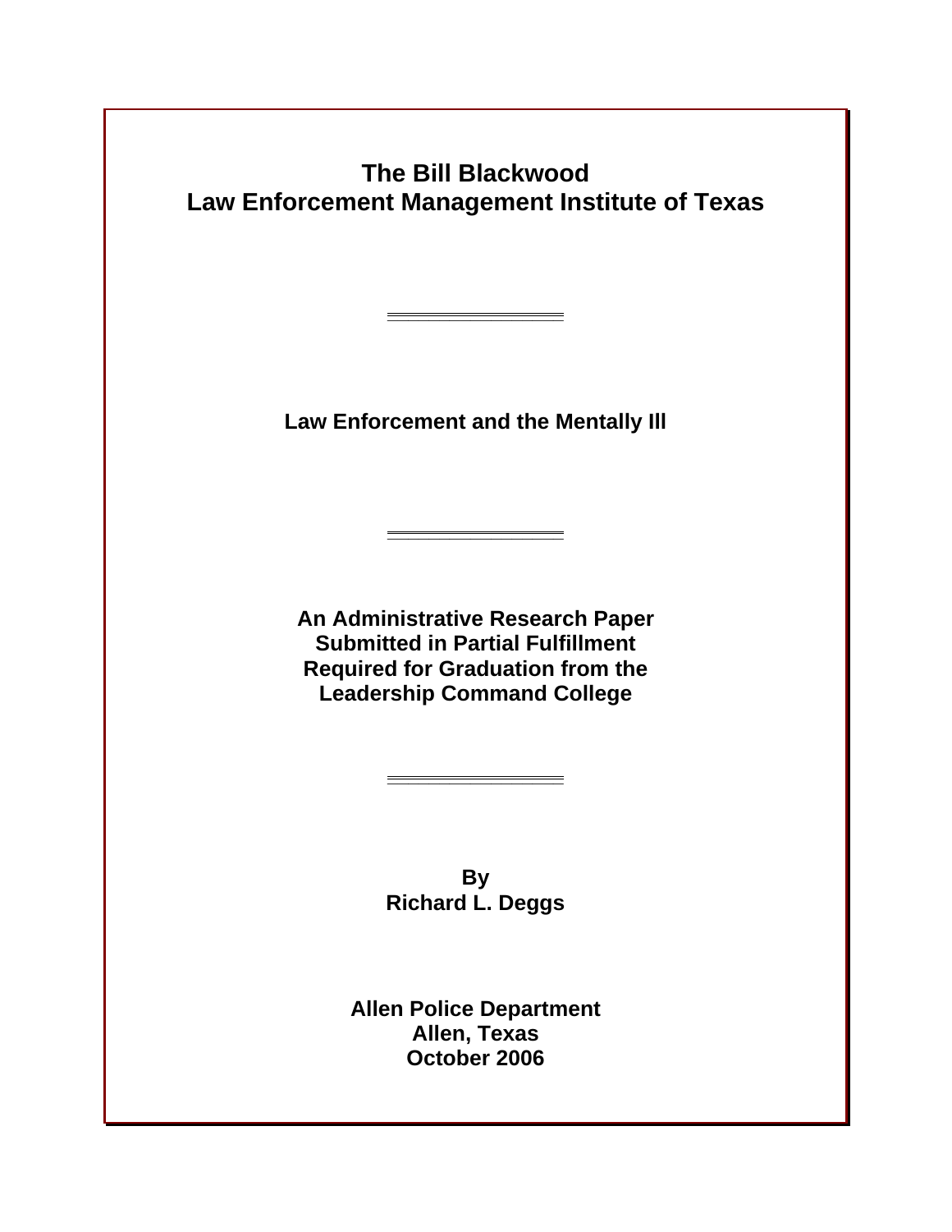# The Bill Blackwood
# Law Enforcement Management Institute of Texas

---

## Law Enforcement and the Mentally Ill

---

**An Administrative Research Paper**
**Submitted in Partial Fulfillment**
**Required for Graduation from the**
**Leadership Command College**

---

**By**
**Richard L. Deggs**

**Allen Police Department**
**Allen, Texas**
**October 2006**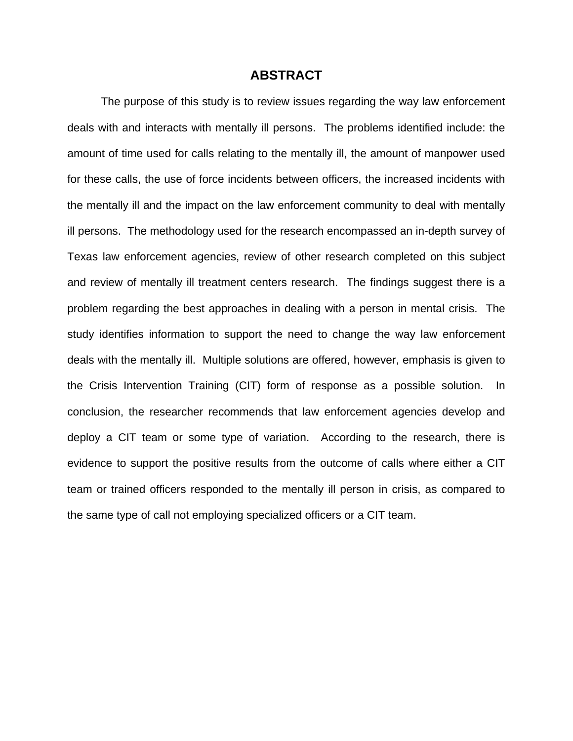# ABSTRACT

The purpose of this study is to review issues regarding the way law enforcement deals with and interacts with mentally ill persons. The problems identified include: the amount of time used for calls relating to the mentally ill, the amount of manpower used for these calls, the use of force incidents between officers, the increased incidents with the mentally ill and the impact on the law enforcement community to deal with mentally ill persons. The methodology used for the research encompassed an in-depth survey of Texas law enforcement agencies, review of other research completed on this subject and review of mentally ill treatment centers research. The findings suggest there is a problem regarding the best approaches in dealing with a person in mental crisis. The study identifies information to support the need to change the way law enforcement deals with the mentally ill. Multiple solutions are offered, however, emphasis is given to the Crisis Intervention Training (CIT) form of response as a possible solution. In conclusion, the researcher recommends that law enforcement agencies develop and deploy a CIT team or some type of variation. According to the research, there is evidence to support the positive results from the outcome of calls where either a CIT team or trained officers responded to the mentally ill person in crisis, as compared to the same type of call not employing specialized officers or a CIT team.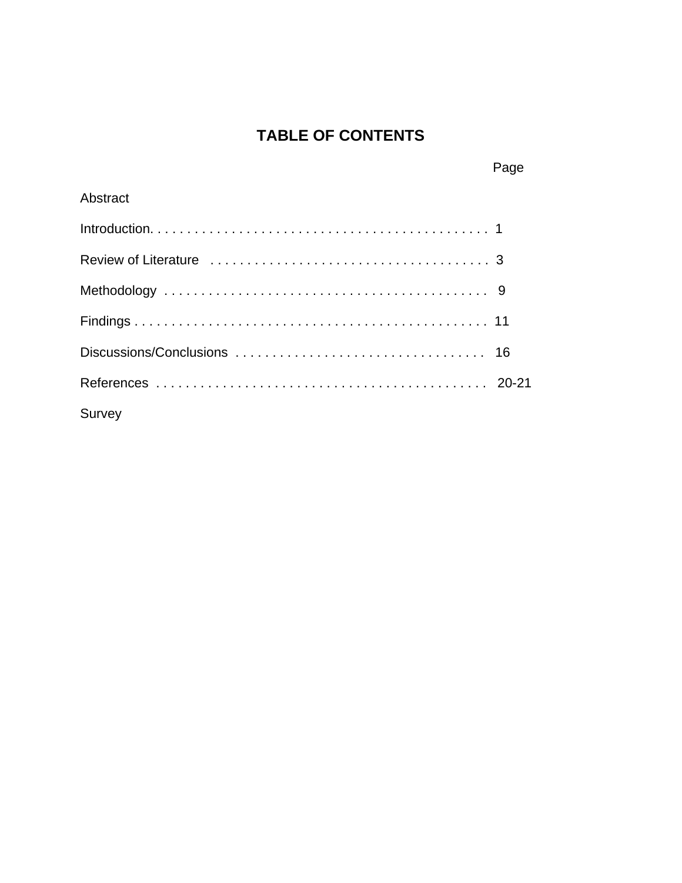# TABLE OF CONTENTS

| | Page |
|---|---|
| Abstract | |
| Introduction | 1 |
| Review of Literature | 3 |
| Methodology | 9 |
| Findings | 11 |
| Discussions/Conclusions | 16 |
| References | 20-21 |
| Survey | |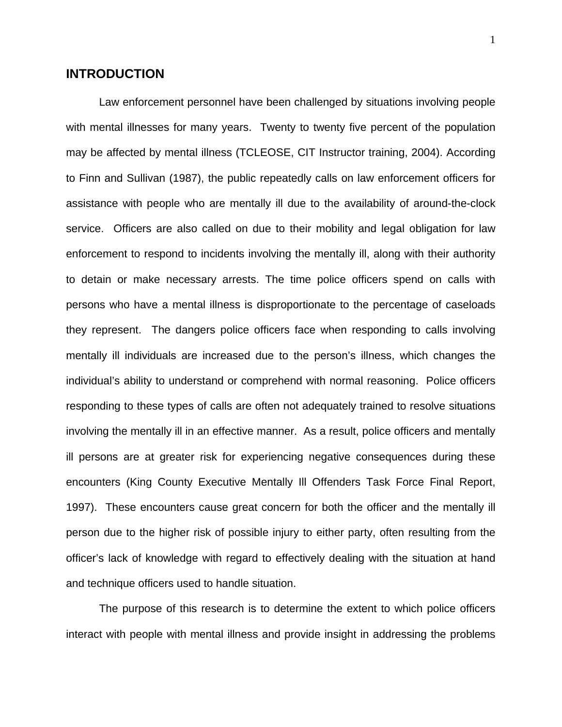## INTRODUCTION

Law enforcement personnel have been challenged by situations involving people with mental illnesses for many years. Twenty to twenty five percent of the population may be affected by mental illness (TCLEOSE, CIT Instructor training, 2004). According to Finn and Sullivan (1987), the public repeatedly calls on law enforcement officers for assistance with people who are mentally ill due to the availability of around-the-clock service. Officers are also called on due to their mobility and legal obligation for law enforcement to respond to incidents involving the mentally ill, along with their authority to detain or make necessary arrests. The time police officers spend on calls with persons who have a mental illness is disproportionate to the percentage of caseloads they represent. The dangers police officers face when responding to calls involving mentally ill individuals are increased due to the person's illness, which changes the individual's ability to understand or comprehend with normal reasoning. Police officers responding to these types of calls are often not adequately trained to resolve situations involving the mentally ill in an effective manner. As a result, police officers and mentally ill persons are at greater risk for experiencing negative consequences during these encounters (King County Executive Mentally Ill Offenders Task Force Final Report, 1997). These encounters cause great concern for both the officer and the mentally ill person due to the higher risk of possible injury to either party, often resulting from the officer's lack of knowledge with regard to effectively dealing with the situation at hand and technique officers used to handle situation.

The purpose of this research is to determine the extent to which police officers interact with people with mental illness and provide insight in addressing the problems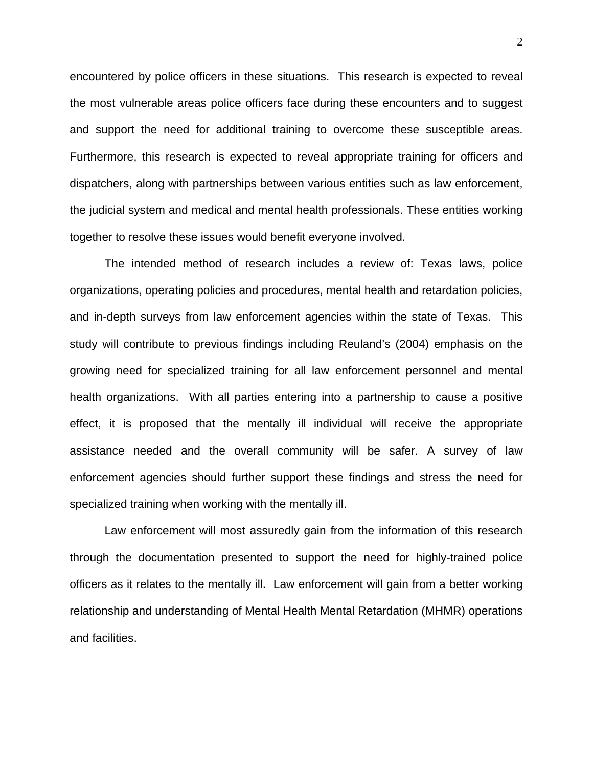encountered by police officers in these situations. This research is expected to reveal the most vulnerable areas police officers face during these encounters and to suggest and support the need for additional training to overcome these susceptible areas. Furthermore, this research is expected to reveal appropriate training for officers and dispatchers, along with partnerships between various entities such as law enforcement, the judicial system and medical and mental health professionals. These entities working together to resolve these issues would benefit everyone involved.

The intended method of research includes a review of: Texas laws, police organizations, operating policies and procedures, mental health and retardation policies, and in-depth surveys from law enforcement agencies within the state of Texas. This study will contribute to previous findings including Reuland's (2004) emphasis on the growing need for specialized training for all law enforcement personnel and mental health organizations. With all parties entering into a partnership to cause a positive effect, it is proposed that the mentally ill individual will receive the appropriate assistance needed and the overall community will be safer. A survey of law enforcement agencies should further support these findings and stress the need for specialized training when working with the mentally ill.

Law enforcement will most assuredly gain from the information of this research through the documentation presented to support the need for highly-trained police officers as it relates to the mentally ill. Law enforcement will gain from a better working relationship and understanding of Mental Health Mental Retardation (MHMR) operations and facilities.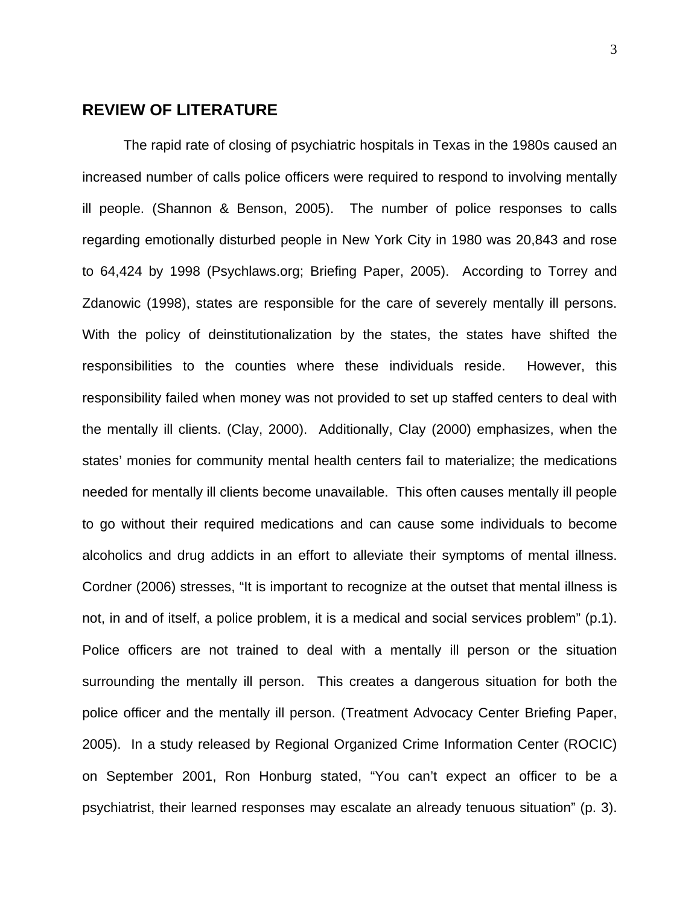## REVIEW OF LITERATURE

The rapid rate of closing of psychiatric hospitals in Texas in the 1980s caused an increased number of calls police officers were required to respond to involving mentally ill people. (Shannon & Benson, 2005). The number of police responses to calls regarding emotionally disturbed people in New York City in 1980 was 20,843 and rose to 64,424 by 1998 (Psychlaws.org; Briefing Paper, 2005). According to Torrey and Zdanowic (1998), states are responsible for the care of severely mentally ill persons. With the policy of deinstitutionalization by the states, the states have shifted the responsibilities to the counties where these individuals reside. However, this responsibility failed when money was not provided to set up staffed centers to deal with the mentally ill clients. (Clay, 2000). Additionally, Clay (2000) emphasizes, when the states' monies for community mental health centers fail to materialize; the medications needed for mentally ill clients become unavailable. This often causes mentally ill people to go without their required medications and can cause some individuals to become alcoholics and drug addicts in an effort to alleviate their symptoms of mental illness. Cordner (2006) stresses, "It is important to recognize at the outset that mental illness is not, in and of itself, a police problem, it is a medical and social services problem" (p.1). Police officers are not trained to deal with a mentally ill person or the situation surrounding the mentally ill person. This creates a dangerous situation for both the police officer and the mentally ill person. (Treatment Advocacy Center Briefing Paper, 2005). In a study released by Regional Organized Crime Information Center (ROCIC) on September 2001, Ron Honburg stated, "You can't expect an officer to be a psychiatrist, their learned responses may escalate an already tenuous situation" (p. 3).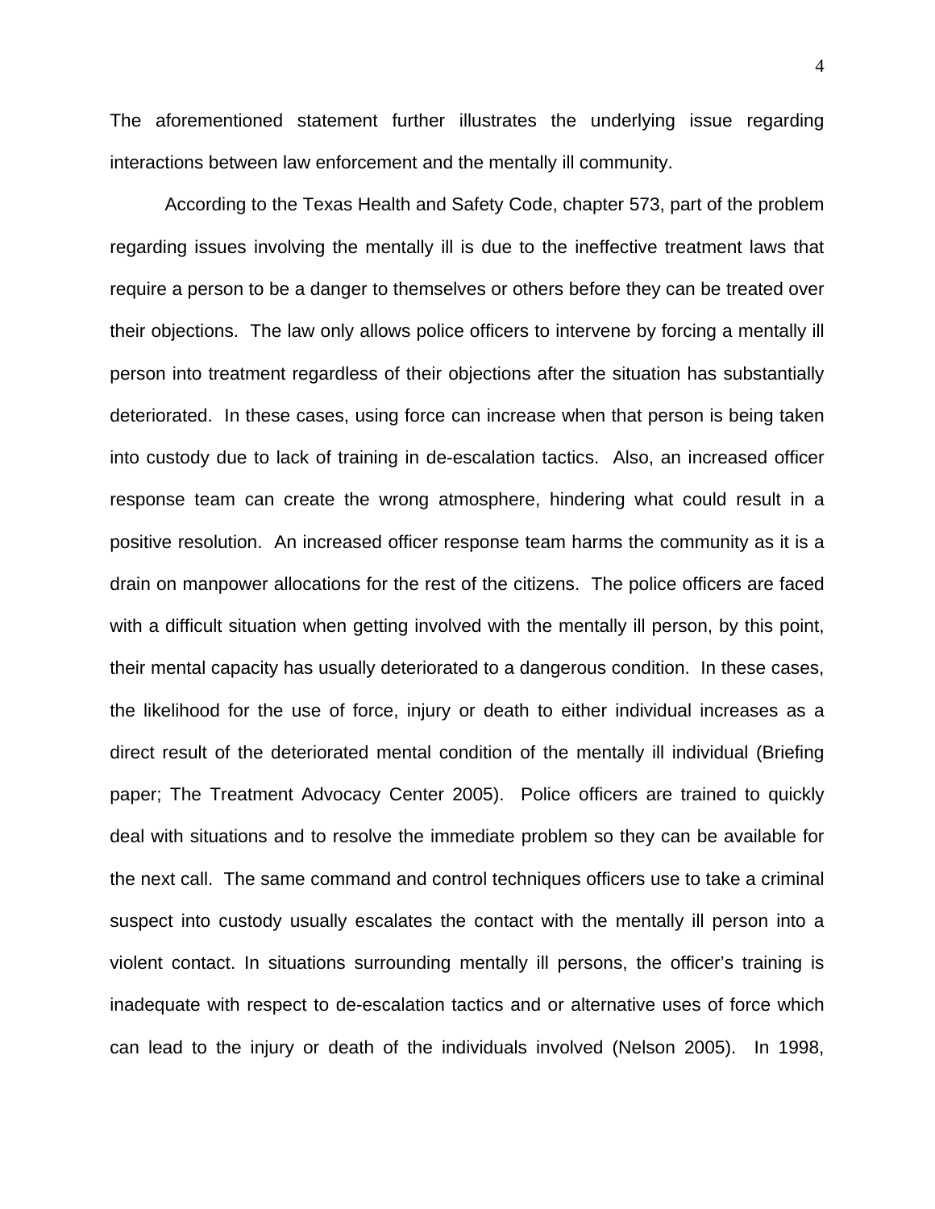The aforementioned statement further illustrates the underlying issue regarding interactions between law enforcement and the mentally ill community.

According to the Texas Health and Safety Code, chapter 573, part of the problem regarding issues involving the mentally ill is due to the ineffective treatment laws that require a person to be a danger to themselves or others before they can be treated over their objections. The law only allows police officers to intervene by forcing a mentally ill person into treatment regardless of their objections after the situation has substantially deteriorated. In these cases, using force can increase when that person is being taken into custody due to lack of training in de-escalation tactics. Also, an increased officer response team can create the wrong atmosphere, hindering what could result in a positive resolution. An increased officer response team harms the community as it is a drain on manpower allocations for the rest of the citizens. The police officers are faced with a difficult situation when getting involved with the mentally ill person, by this point, their mental capacity has usually deteriorated to a dangerous condition. In these cases, the likelihood for the use of force, injury or death to either individual increases as a direct result of the deteriorated mental condition of the mentally ill individual (Briefing paper; The Treatment Advocacy Center 2005). Police officers are trained to quickly deal with situations and to resolve the immediate problem so they can be available for the next call. The same command and control techniques officers use to take a criminal suspect into custody usually escalates the contact with the mentally ill person into a violent contact. In situations surrounding mentally ill persons, the officer's training is inadequate with respect to de-escalation tactics and or alternative uses of force which can lead to the injury or death of the individuals involved (Nelson 2005). In 1998,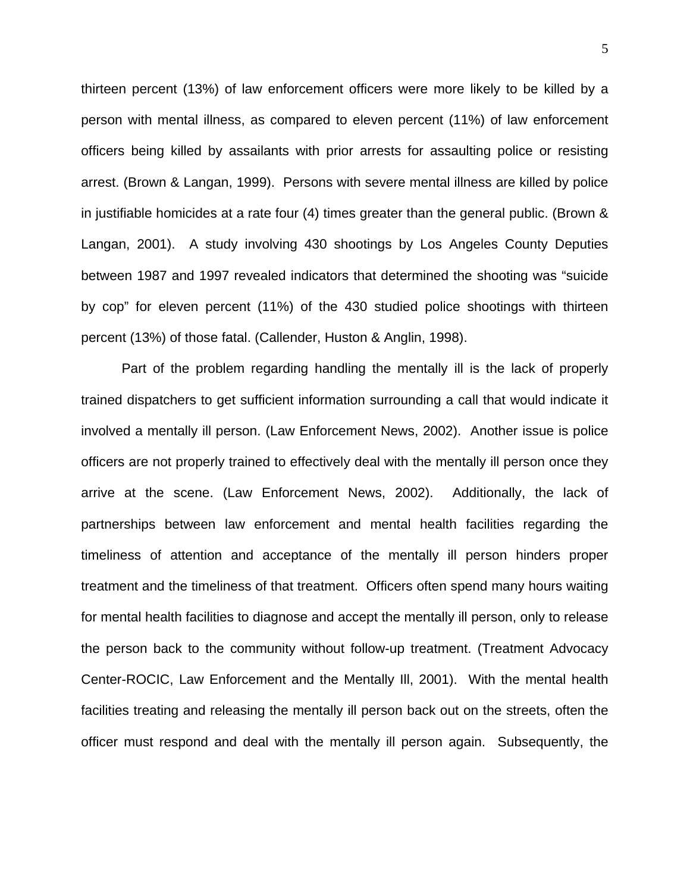thirteen percent (13%) of law enforcement officers were more likely to be killed by a person with mental illness, as compared to eleven percent (11%) of law enforcement officers being killed by assailants with prior arrests for assaulting police or resisting arrest. (Brown & Langan, 1999). Persons with severe mental illness are killed by police in justifiable homicides at a rate four (4) times greater than the general public. (Brown & Langan, 2001). A study involving 430 shootings by Los Angeles County Deputies between 1987 and 1997 revealed indicators that determined the shooting was “suicide by cop” for eleven percent (11%) of the 430 studied police shootings with thirteen percent (13%) of those fatal. (Callender, Huston & Anglin, 1998).

Part of the problem regarding handling the mentally ill is the lack of properly trained dispatchers to get sufficient information surrounding a call that would indicate it involved a mentally ill person. (Law Enforcement News, 2002). Another issue is police officers are not properly trained to effectively deal with the mentally ill person once they arrive at the scene. (Law Enforcement News, 2002). Additionally, the lack of partnerships between law enforcement and mental health facilities regarding the timeliness of attention and acceptance of the mentally ill person hinders proper treatment and the timeliness of that treatment. Officers often spend many hours waiting for mental health facilities to diagnose and accept the mentally ill person, only to release the person back to the community without follow-up treatment. (Treatment Advocacy Center-ROCIC, Law Enforcement and the Mentally Ill, 2001). With the mental health facilities treating and releasing the mentally ill person back out on the streets, often the officer must respond and deal with the mentally ill person again. Subsequently, the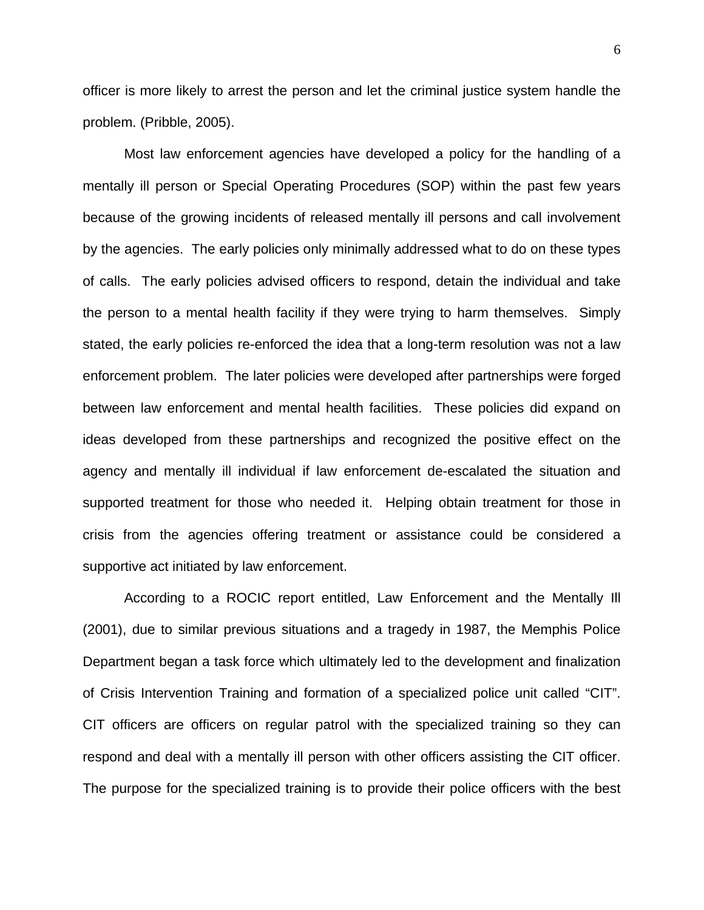officer is more likely to arrest the person and let the criminal justice system handle the problem. (Pribble, 2005).

Most law enforcement agencies have developed a policy for the handling of a mentally ill person or Special Operating Procedures (SOP) within the past few years because of the growing incidents of released mentally ill persons and call involvement by the agencies. The early policies only minimally addressed what to do on these types of calls. The early policies advised officers to respond, detain the individual and take the person to a mental health facility if they were trying to harm themselves. Simply stated, the early policies re-enforced the idea that a long-term resolution was not a law enforcement problem. The later policies were developed after partnerships were forged between law enforcement and mental health facilities. These policies did expand on ideas developed from these partnerships and recognized the positive effect on the agency and mentally ill individual if law enforcement de-escalated the situation and supported treatment for those who needed it. Helping obtain treatment for those in crisis from the agencies offering treatment or assistance could be considered a supportive act initiated by law enforcement.

According to a ROCIC report entitled, Law Enforcement and the Mentally Ill (2001), due to similar previous situations and a tragedy in 1987, the Memphis Police Department began a task force which ultimately led to the development and finalization of Crisis Intervention Training and formation of a specialized police unit called "CIT". CIT officers are officers on regular patrol with the specialized training so they can respond and deal with a mentally ill person with other officers assisting the CIT officer. The purpose for the specialized training is to provide their police officers with the best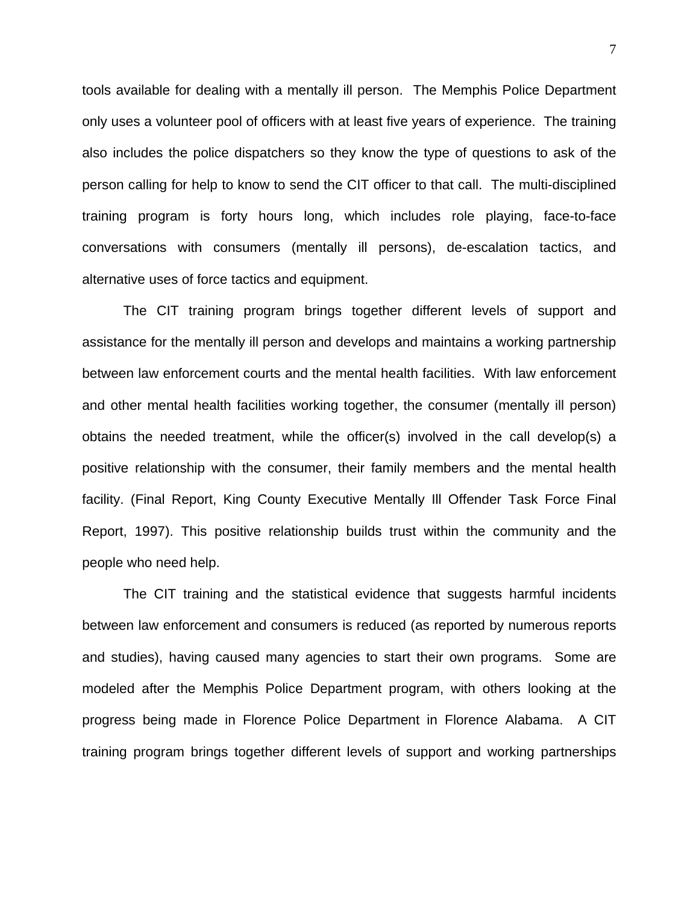tools available for dealing with a mentally ill person. The Memphis Police Department only uses a volunteer pool of officers with at least five years of experience. The training also includes the police dispatchers so they know the type of questions to ask of the person calling for help to know to send the CIT officer to that call. The multi-disciplined training program is forty hours long, which includes role playing, face-to-face conversations with consumers (mentally ill persons), de-escalation tactics, and alternative uses of force tactics and equipment.

The CIT training program brings together different levels of support and assistance for the mentally ill person and develops and maintains a working partnership between law enforcement courts and the mental health facilities. With law enforcement and other mental health facilities working together, the consumer (mentally ill person) obtains the needed treatment, while the officer(s) involved in the call develop(s) a positive relationship with the consumer, their family members and the mental health facility. (Final Report, King County Executive Mentally Ill Offender Task Force Final Report, 1997). This positive relationship builds trust within the community and the people who need help.

The CIT training and the statistical evidence that suggests harmful incidents between law enforcement and consumers is reduced (as reported by numerous reports and studies), having caused many agencies to start their own programs. Some are modeled after the Memphis Police Department program, with others looking at the progress being made in Florence Police Department in Florence Alabama. A CIT training program brings together different levels of support and working partnerships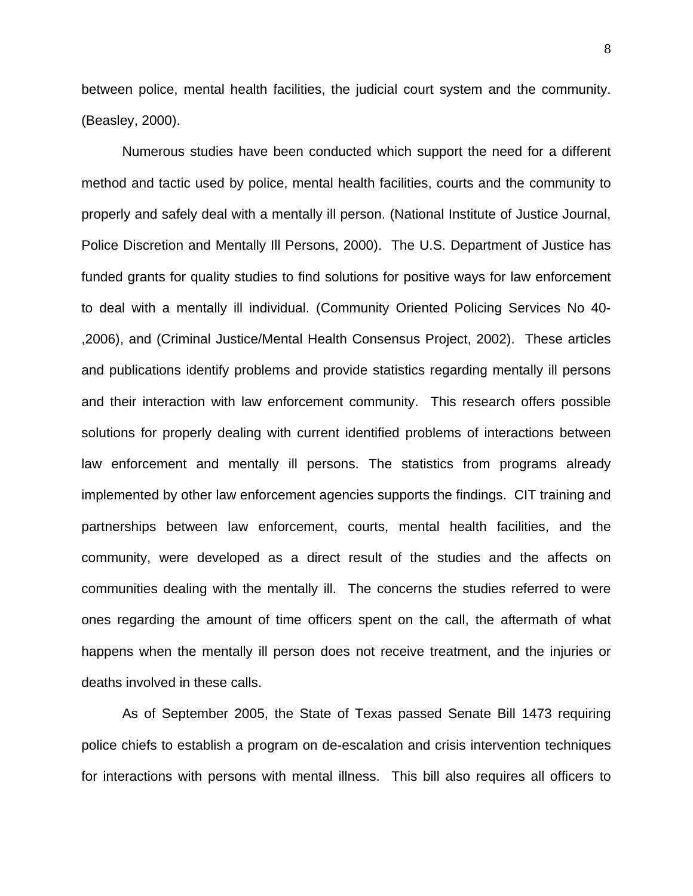between police, mental health facilities, the judicial court system and the community. (Beasley, 2000).

Numerous studies have been conducted which support the need for a different method and tactic used by police, mental health facilities, courts and the community to properly and safely deal with a mentally ill person. (National Institute of Justice Journal, Police Discretion and Mentally Ill Persons, 2000). The U.S. Department of Justice has funded grants for quality studies to find solutions for positive ways for law enforcement to deal with a mentally ill individual. (Community Oriented Policing Services No 40- ,2006), and (Criminal Justice/Mental Health Consensus Project, 2002). These articles and publications identify problems and provide statistics regarding mentally ill persons and their interaction with law enforcement community. This research offers possible solutions for properly dealing with current identified problems of interactions between law enforcement and mentally ill persons. The statistics from programs already implemented by other law enforcement agencies supports the findings. CIT training and partnerships between law enforcement, courts, mental health facilities, and the community, were developed as a direct result of the studies and the affects on communities dealing with the mentally ill. The concerns the studies referred to were ones regarding the amount of time officers spent on the call, the aftermath of what happens when the mentally ill person does not receive treatment, and the injuries or deaths involved in these calls.

As of September 2005, the State of Texas passed Senate Bill 1473 requiring police chiefs to establish a program on de-escalation and crisis intervention techniques for interactions with persons with mental illness. This bill also requires all officers to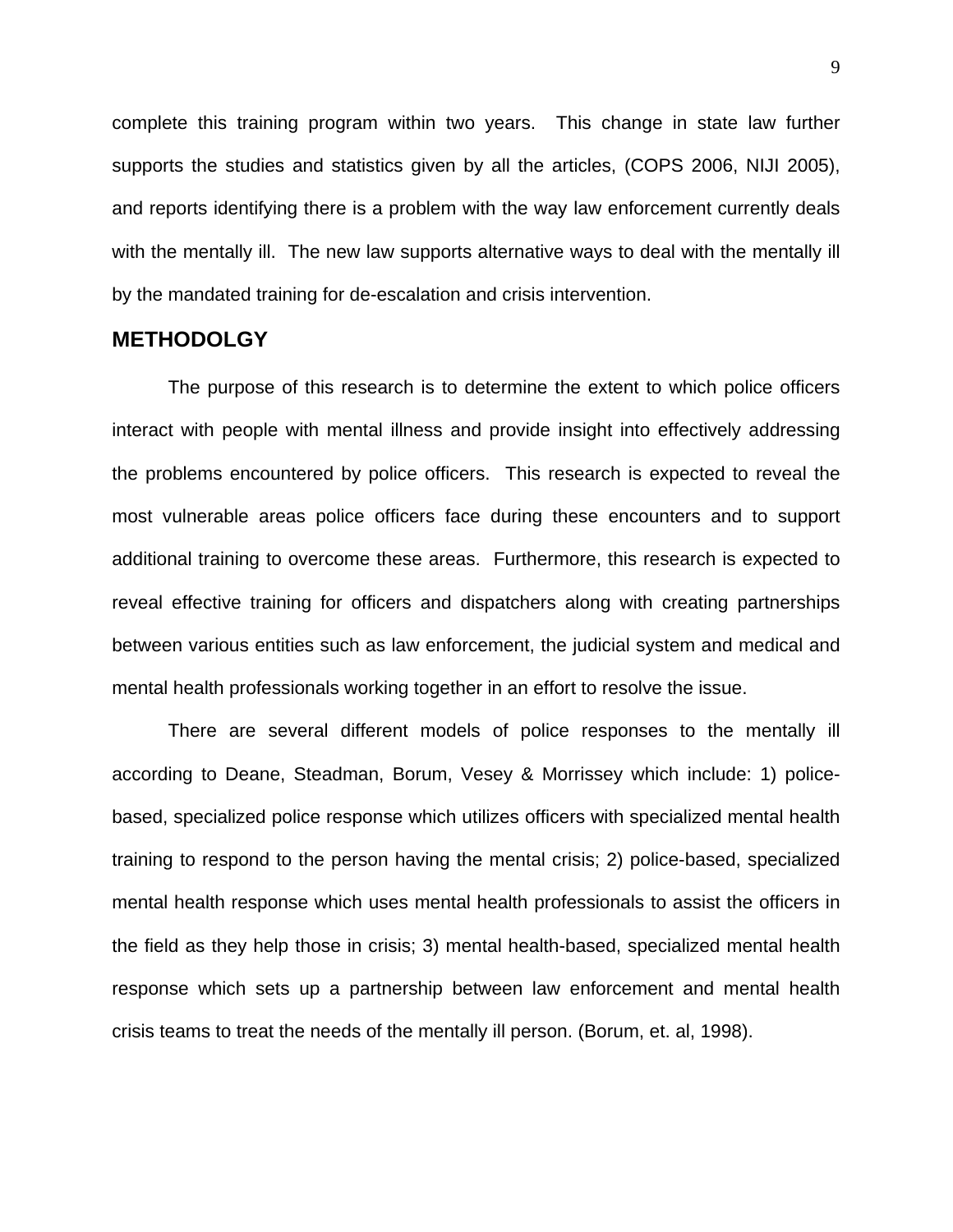complete this training program within two years. This change in state law further supports the studies and statistics given by all the articles, (COPS 2006, NIJI 2005), and reports identifying there is a problem with the way law enforcement currently deals with the mentally ill. The new law supports alternative ways to deal with the mentally ill by the mandated training for de-escalation and crisis intervention.

## METHODOLGY

The purpose of this research is to determine the extent to which police officers interact with people with mental illness and provide insight into effectively addressing the problems encountered by police officers. This research is expected to reveal the most vulnerable areas police officers face during these encounters and to support additional training to overcome these areas. Furthermore, this research is expected to reveal effective training for officers and dispatchers along with creating partnerships between various entities such as law enforcement, the judicial system and medical and mental health professionals working together in an effort to resolve the issue.

There are several different models of police responses to the mentally ill according to Deane, Steadman, Borum, Vesey & Morrissey which include: 1) police-based, specialized police response which utilizes officers with specialized mental health training to respond to the person having the mental crisis; 2) police-based, specialized mental health response which uses mental health professionals to assist the officers in the field as they help those in crisis; 3) mental health-based, specialized mental health response which sets up a partnership between law enforcement and mental health crisis teams to treat the needs of the mentally ill person. (Borum, et. al, 1998).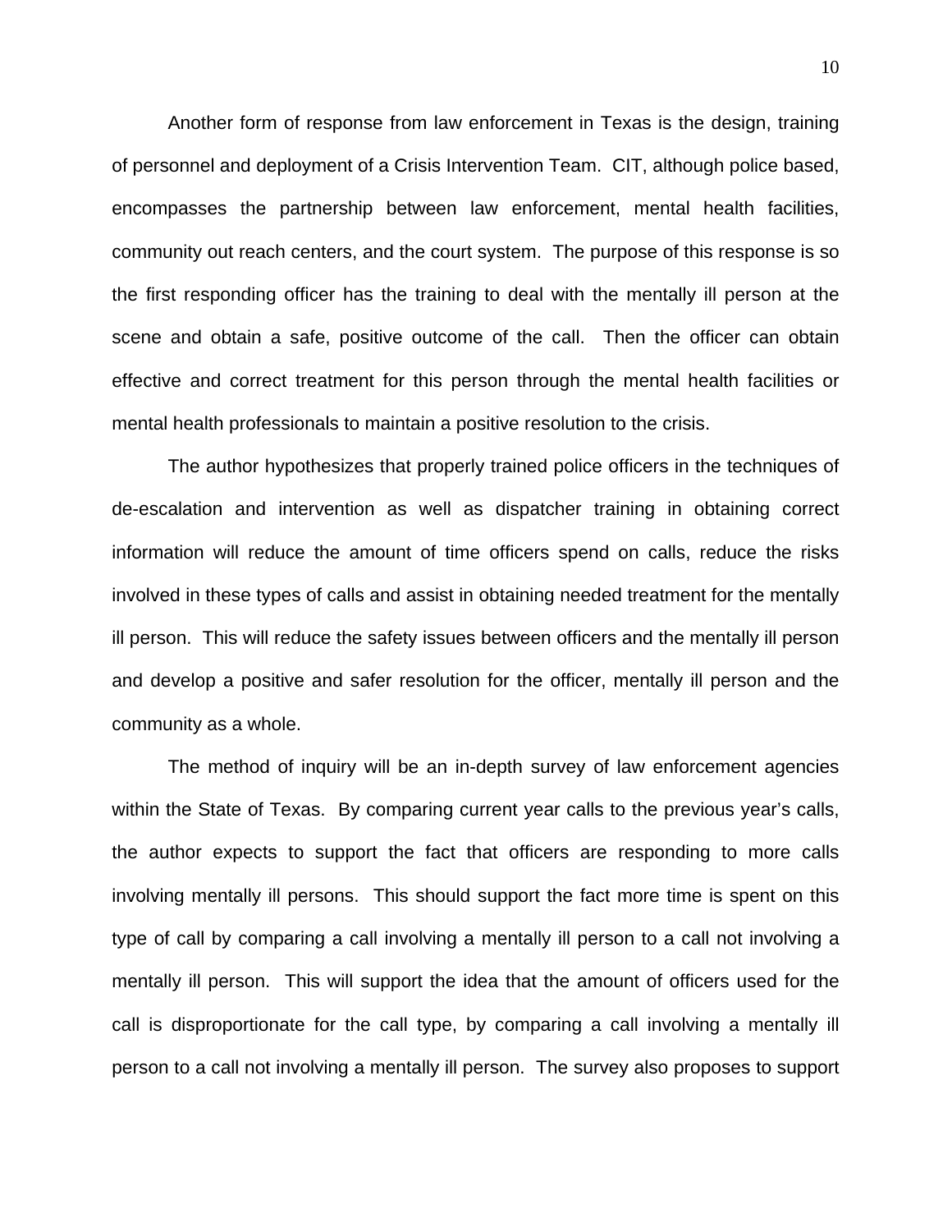Another form of response from law enforcement in Texas is the design, training of personnel and deployment of a Crisis Intervention Team. CIT, although police based, encompasses the partnership between law enforcement, mental health facilities, community out reach centers, and the court system. The purpose of this response is so the first responding officer has the training to deal with the mentally ill person at the scene and obtain a safe, positive outcome of the call. Then the officer can obtain effective and correct treatment for this person through the mental health facilities or mental health professionals to maintain a positive resolution to the crisis.

The author hypothesizes that properly trained police officers in the techniques of de-escalation and intervention as well as dispatcher training in obtaining correct information will reduce the amount of time officers spend on calls, reduce the risks involved in these types of calls and assist in obtaining needed treatment for the mentally ill person. This will reduce the safety issues between officers and the mentally ill person and develop a positive and safer resolution for the officer, mentally ill person and the community as a whole.

The method of inquiry will be an in-depth survey of law enforcement agencies within the State of Texas. By comparing current year calls to the previous year's calls, the author expects to support the fact that officers are responding to more calls involving mentally ill persons. This should support the fact more time is spent on this type of call by comparing a call involving a mentally ill person to a call not involving a mentally ill person. This will support the idea that the amount of officers used for the call is disproportionate for the call type, by comparing a call involving a mentally ill person to a call not involving a mentally ill person. The survey also proposes to support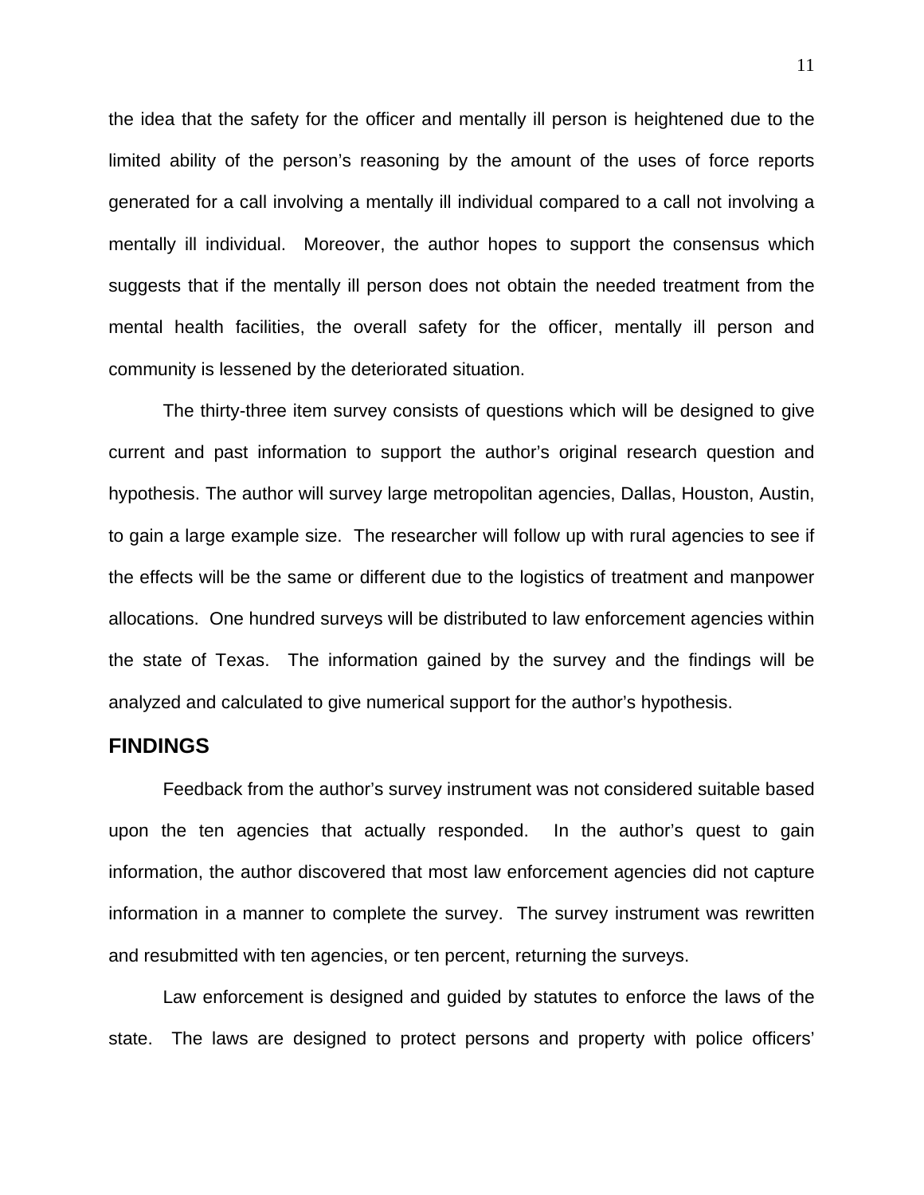the idea that the safety for the officer and mentally ill person is heightened due to the limited ability of the person's reasoning by the amount of the uses of force reports generated for a call involving a mentally ill individual compared to a call not involving a mentally ill individual. Moreover, the author hopes to support the consensus which suggests that if the mentally ill person does not obtain the needed treatment from the mental health facilities, the overall safety for the officer, mentally ill person and community is lessened by the deteriorated situation.

The thirty-three item survey consists of questions which will be designed to give current and past information to support the author's original research question and hypothesis. The author will survey large metropolitan agencies, Dallas, Houston, Austin, to gain a large example size. The researcher will follow up with rural agencies to see if the effects will be the same or different due to the logistics of treatment and manpower allocations. One hundred surveys will be distributed to law enforcement agencies within the state of Texas. The information gained by the survey and the findings will be analyzed and calculated to give numerical support for the author's hypothesis.

## FINDINGS

Feedback from the author's survey instrument was not considered suitable based upon the ten agencies that actually responded. In the author's quest to gain information, the author discovered that most law enforcement agencies did not capture information in a manner to complete the survey. The survey instrument was rewritten and resubmitted with ten agencies, or ten percent, returning the surveys.

Law enforcement is designed and guided by statutes to enforce the laws of the state. The laws are designed to protect persons and property with police officers'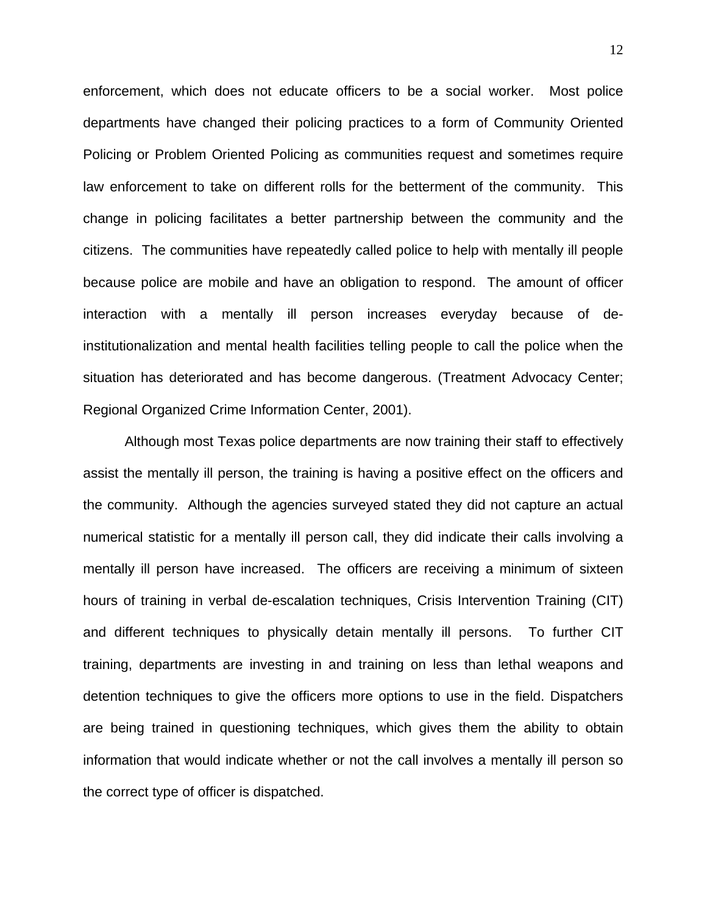enforcement, which does not educate officers to be a social worker. Most police departments have changed their policing practices to a form of Community Oriented Policing or Problem Oriented Policing as communities request and sometimes require law enforcement to take on different rolls for the betterment of the community. This change in policing facilitates a better partnership between the community and the citizens. The communities have repeatedly called police to help with mentally ill people because police are mobile and have an obligation to respond. The amount of officer interaction with a mentally ill person increases everyday because of de-institutionalization and mental health facilities telling people to call the police when the situation has deteriorated and has become dangerous. (Treatment Advocacy Center; Regional Organized Crime Information Center, 2001).

Although most Texas police departments are now training their staff to effectively assist the mentally ill person, the training is having a positive effect on the officers and the community. Although the agencies surveyed stated they did not capture an actual numerical statistic for a mentally ill person call, they did indicate their calls involving a mentally ill person have increased. The officers are receiving a minimum of sixteen hours of training in verbal de-escalation techniques, Crisis Intervention Training (CIT) and different techniques to physically detain mentally ill persons. To further CIT training, departments are investing in and training on less than lethal weapons and detention techniques to give the officers more options to use in the field. Dispatchers are being trained in questioning techniques, which gives them the ability to obtain information that would indicate whether or not the call involves a mentally ill person so the correct type of officer is dispatched.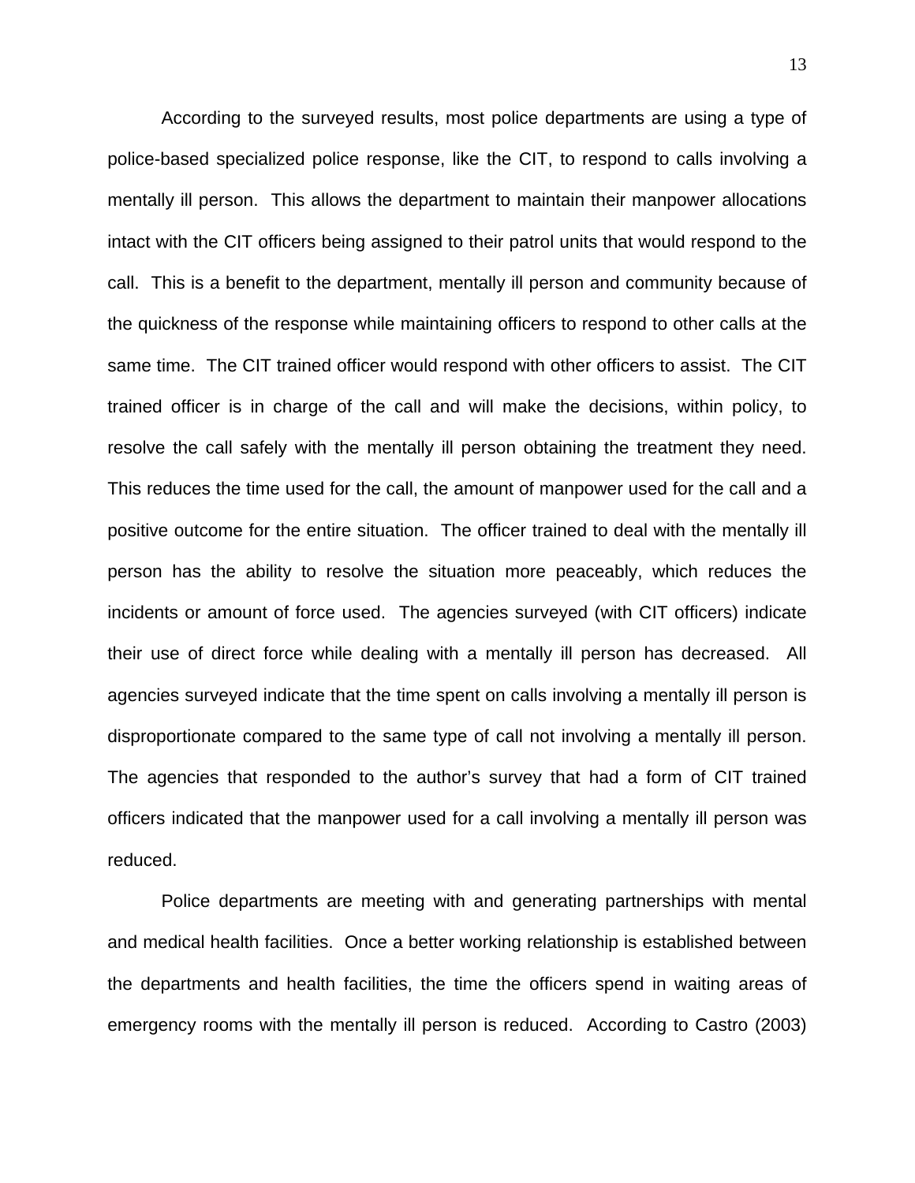According to the surveyed results, most police departments are using a type of police-based specialized police response, like the CIT, to respond to calls involving a mentally ill person. This allows the department to maintain their manpower allocations intact with the CIT officers being assigned to their patrol units that would respond to the call. This is a benefit to the department, mentally ill person and community because of the quickness of the response while maintaining officers to respond to other calls at the same time. The CIT trained officer would respond with other officers to assist. The CIT trained officer is in charge of the call and will make the decisions, within policy, to resolve the call safely with the mentally ill person obtaining the treatment they need. This reduces the time used for the call, the amount of manpower used for the call and a positive outcome for the entire situation. The officer trained to deal with the mentally ill person has the ability to resolve the situation more peaceably, which reduces the incidents or amount of force used. The agencies surveyed (with CIT officers) indicate their use of direct force while dealing with a mentally ill person has decreased. All agencies surveyed indicate that the time spent on calls involving a mentally ill person is disproportionate compared to the same type of call not involving a mentally ill person. The agencies that responded to the author's survey that had a form of CIT trained officers indicated that the manpower used for a call involving a mentally ill person was reduced.

Police departments are meeting with and generating partnerships with mental and medical health facilities. Once a better working relationship is established between the departments and health facilities, the time the officers spend in waiting areas of emergency rooms with the mentally ill person is reduced. According to Castro (2003)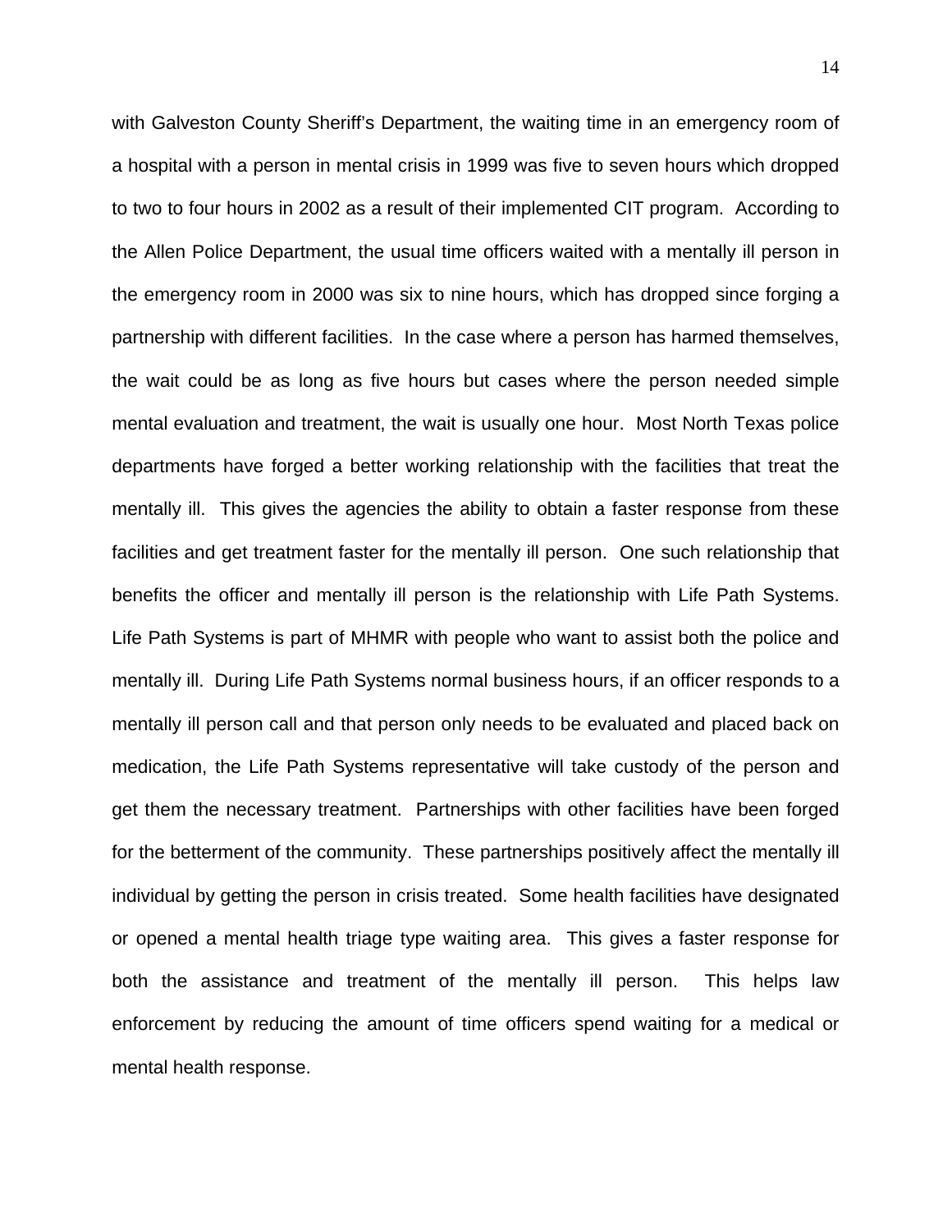with Galveston County Sheriff's Department, the waiting time in an emergency room of a hospital with a person in mental crisis in 1999 was five to seven hours which dropped to two to four hours in 2002 as a result of their implemented CIT program. According to the Allen Police Department, the usual time officers waited with a mentally ill person in the emergency room in 2000 was six to nine hours, which has dropped since forging a partnership with different facilities. In the case where a person has harmed themselves, the wait could be as long as five hours but cases where the person needed simple mental evaluation and treatment, the wait is usually one hour. Most North Texas police departments have forged a better working relationship with the facilities that treat the mentally ill. This gives the agencies the ability to obtain a faster response from these facilities and get treatment faster for the mentally ill person. One such relationship that benefits the officer and mentally ill person is the relationship with Life Path Systems. Life Path Systems is part of MHMR with people who want to assist both the police and mentally ill. During Life Path Systems normal business hours, if an officer responds to a mentally ill person call and that person only needs to be evaluated and placed back on medication, the Life Path Systems representative will take custody of the person and get them the necessary treatment. Partnerships with other facilities have been forged for the betterment of the community. These partnerships positively affect the mentally ill individual by getting the person in crisis treated. Some health facilities have designated or opened a mental health triage type waiting area. This gives a faster response for both the assistance and treatment of the mentally ill person. This helps law enforcement by reducing the amount of time officers spend waiting for a medical or mental health response.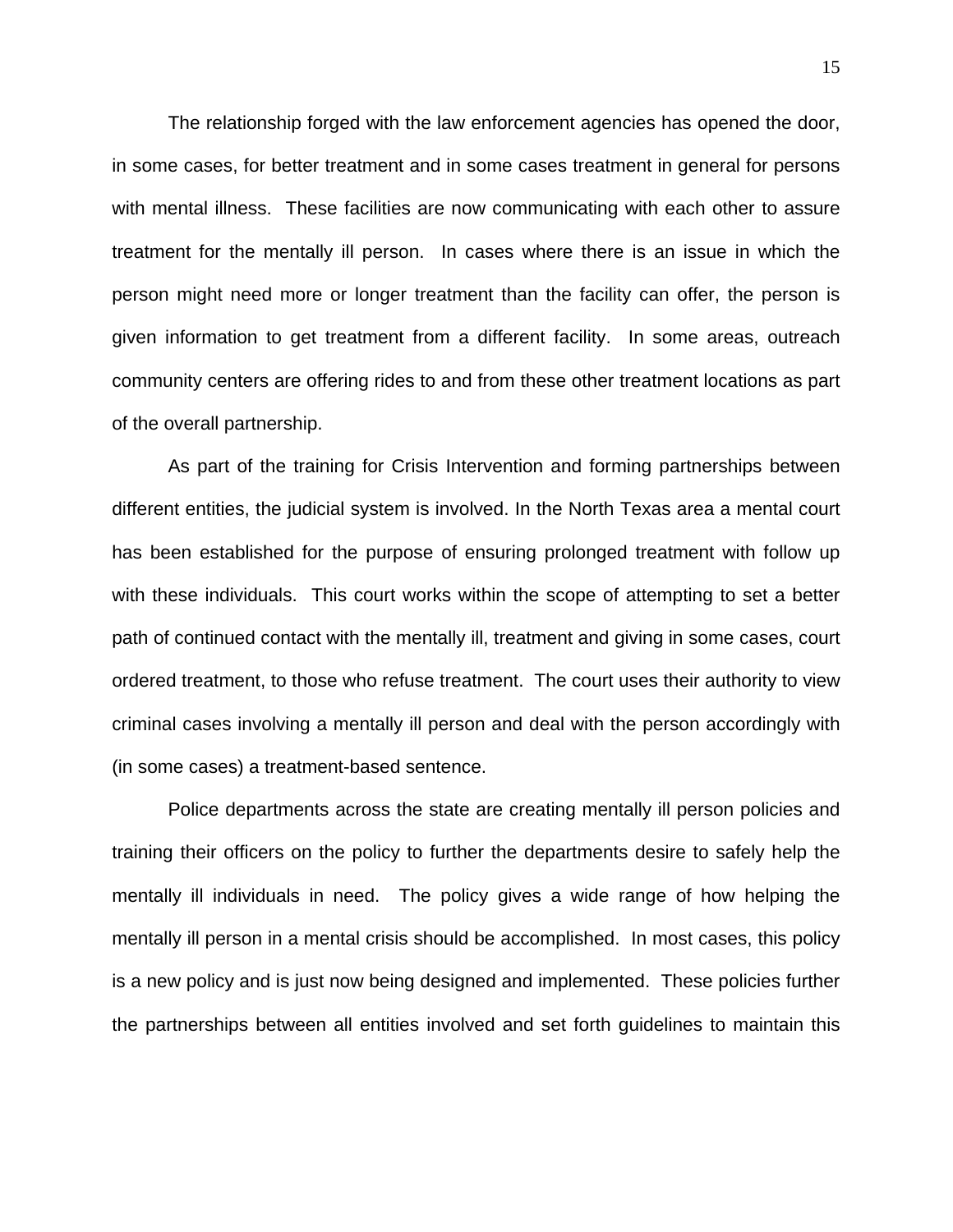The relationship forged with the law enforcement agencies has opened the door, in some cases, for better treatment and in some cases treatment in general for persons with mental illness. These facilities are now communicating with each other to assure treatment for the mentally ill person. In cases where there is an issue in which the person might need more or longer treatment than the facility can offer, the person is given information to get treatment from a different facility. In some areas, outreach community centers are offering rides to and from these other treatment locations as part of the overall partnership.

As part of the training for Crisis Intervention and forming partnerships between different entities, the judicial system is involved. In the North Texas area a mental court has been established for the purpose of ensuring prolonged treatment with follow up with these individuals. This court works within the scope of attempting to set a better path of continued contact with the mentally ill, treatment and giving in some cases, court ordered treatment, to those who refuse treatment. The court uses their authority to view criminal cases involving a mentally ill person and deal with the person accordingly with (in some cases) a treatment-based sentence.

Police departments across the state are creating mentally ill person policies and training their officers on the policy to further the departments desire to safely help the mentally ill individuals in need. The policy gives a wide range of how helping the mentally ill person in a mental crisis should be accomplished. In most cases, this policy is a new policy and is just now being designed and implemented. These policies further the partnerships between all entities involved and set forth guidelines to maintain this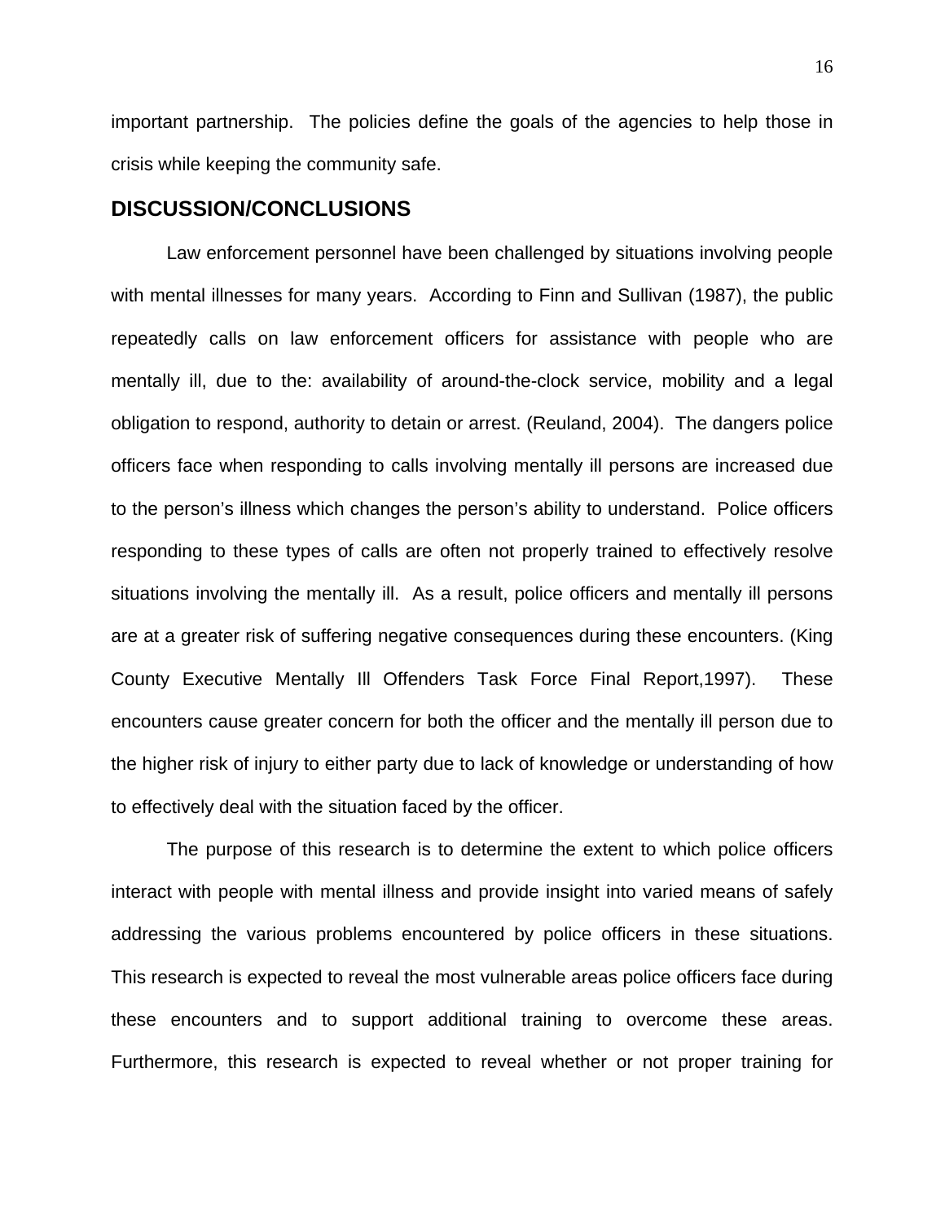important partnership. The policies define the goals of the agencies to help those in crisis while keeping the community safe.

## DISCUSSION/CONCLUSIONS

Law enforcement personnel have been challenged by situations involving people with mental illnesses for many years. According to Finn and Sullivan (1987), the public repeatedly calls on law enforcement officers for assistance with people who are mentally ill, due to the: availability of around-the-clock service, mobility and a legal obligation to respond, authority to detain or arrest. (Reuland, 2004). The dangers police officers face when responding to calls involving mentally ill persons are increased due to the person's illness which changes the person's ability to understand. Police officers responding to these types of calls are often not properly trained to effectively resolve situations involving the mentally ill. As a result, police officers and mentally ill persons are at a greater risk of suffering negative consequences during these encounters. (King County Executive Mentally Ill Offenders Task Force Final Report,1997). These encounters cause greater concern for both the officer and the mentally ill person due to the higher risk of injury to either party due to lack of knowledge or understanding of how to effectively deal with the situation faced by the officer.

The purpose of this research is to determine the extent to which police officers interact with people with mental illness and provide insight into varied means of safely addressing the various problems encountered by police officers in these situations. This research is expected to reveal the most vulnerable areas police officers face during these encounters and to support additional training to overcome these areas. Furthermore, this research is expected to reveal whether or not proper training for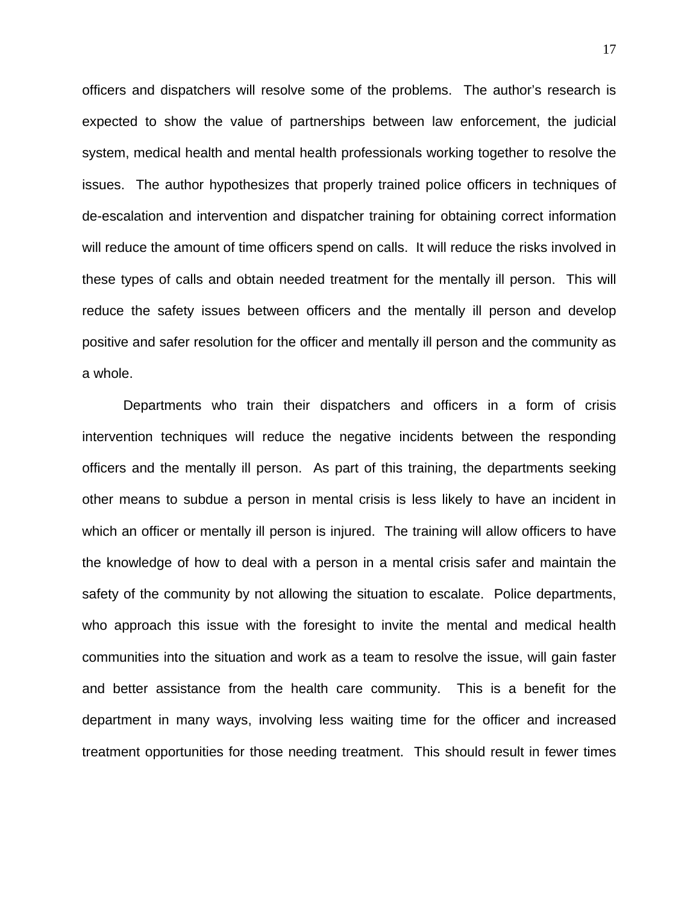officers and dispatchers will resolve some of the problems.  The author's research is expected to show the value of partnerships between law enforcement, the judicial system, medical health and mental health professionals working together to resolve the issues.  The author hypothesizes that properly trained police officers in techniques of de-escalation and intervention and dispatcher training for obtaining correct information will reduce the amount of time officers spend on calls.  It will reduce the risks involved in these types of calls and obtain needed treatment for the mentally ill person.  This will reduce the safety issues between officers and the mentally ill person and develop positive and safer resolution for the officer and mentally ill person and the community as a whole.

Departments who train their dispatchers and officers in a form of crisis intervention techniques will reduce the negative incidents between the responding officers and the mentally ill person.  As part of this training, the departments seeking other means to subdue a person in mental crisis is less likely to have an incident in which an officer or mentally ill person is injured.  The training will allow officers to have the knowledge of how to deal with a person in a mental crisis safer and maintain the safety of the community by not allowing the situation to escalate.  Police departments, who approach this issue with the foresight to invite the mental and medical health communities into the situation and work as a team to resolve the issue, will gain faster and better assistance from the health care community.  This is a benefit for the department in many ways, involving less waiting time for the officer and increased treatment opportunities for those needing treatment.  This should result in fewer times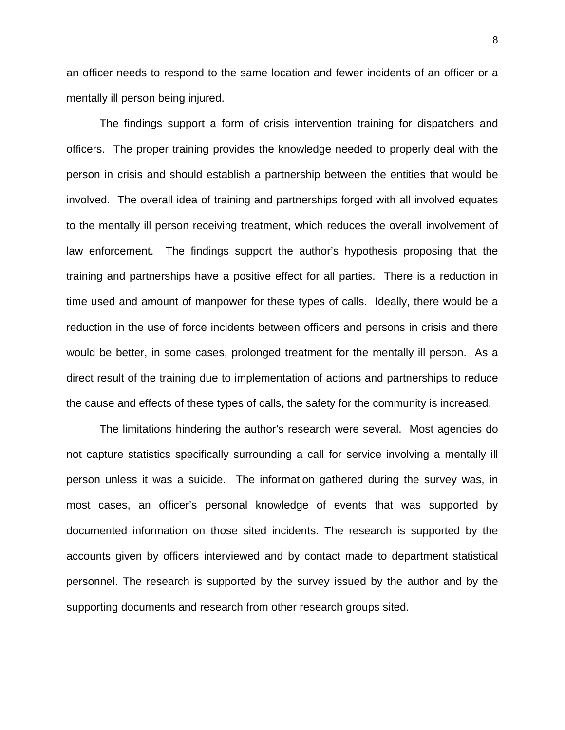an officer needs to respond to the same location and fewer incidents of an officer or a mentally ill person being injured.

The findings support a form of crisis intervention training for dispatchers and officers. The proper training provides the knowledge needed to properly deal with the person in crisis and should establish a partnership between the entities that would be involved. The overall idea of training and partnerships forged with all involved equates to the mentally ill person receiving treatment, which reduces the overall involvement of law enforcement. The findings support the author's hypothesis proposing that the training and partnerships have a positive effect for all parties. There is a reduction in time used and amount of manpower for these types of calls. Ideally, there would be a reduction in the use of force incidents between officers and persons in crisis and there would be better, in some cases, prolonged treatment for the mentally ill person. As a direct result of the training due to implementation of actions and partnerships to reduce the cause and effects of these types of calls, the safety for the community is increased.

The limitations hindering the author's research were several. Most agencies do not capture statistics specifically surrounding a call for service involving a mentally ill person unless it was a suicide. The information gathered during the survey was, in most cases, an officer's personal knowledge of events that was supported by documented information on those sited incidents. The research is supported by the accounts given by officers interviewed and by contact made to department statistical personnel. The research is supported by the survey issued by the author and by the supporting documents and research from other research groups sited.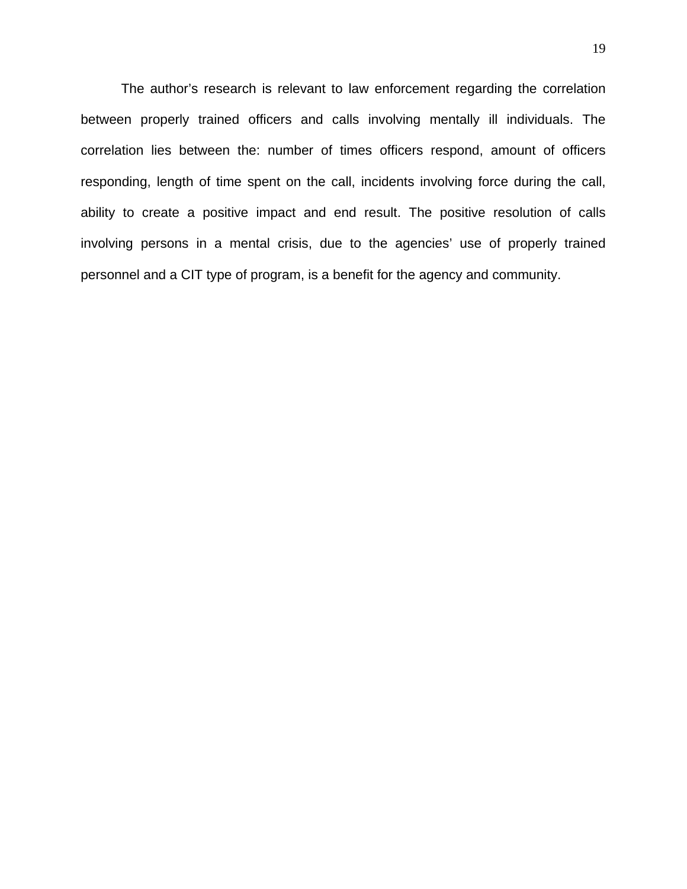The author's research is relevant to law enforcement regarding the correlation between properly trained officers and calls involving mentally ill individuals. The correlation lies between the: number of times officers respond, amount of officers responding, length of time spent on the call, incidents involving force during the call, ability to create a positive impact and end result. The positive resolution of calls involving persons in a mental crisis, due to the agencies' use of properly trained personnel and a CIT type of program, is a benefit for the agency and community.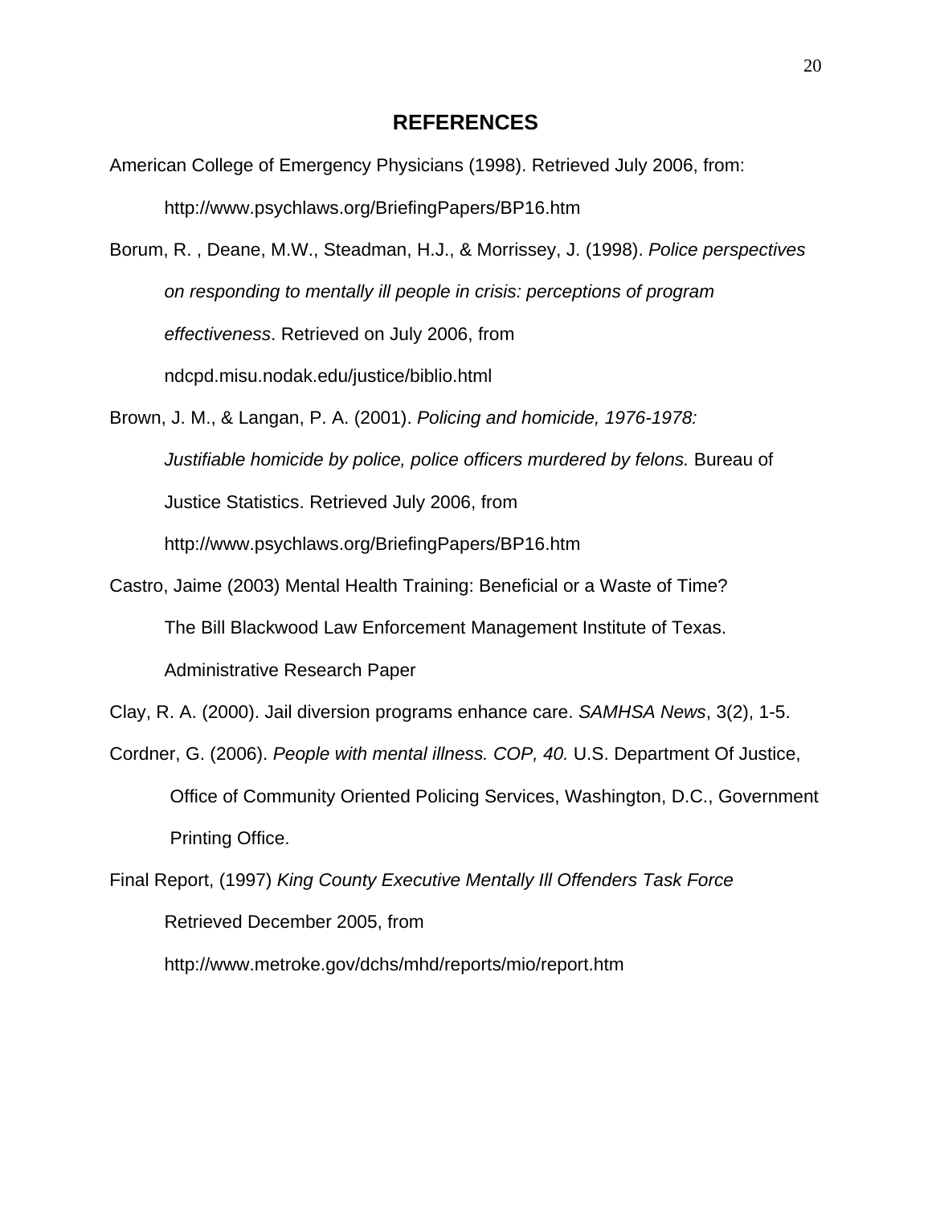# REFERENCES

American College of Emergency Physicians (1998). Retrieved July 2006, from: http://www.psychlaws.org/BriefingPapers/BP16.htm

Borum, R. , Deane, M.W., Steadman, H.J., & Morrissey, J. (1998). *Police perspectives on responding to mentally ill people in crisis: perceptions of program effectiveness*. Retrieved on July 2006, from ndcpd.misu.nodak.edu/justice/biblio.html

Brown, J. M., & Langan, P. A. (2001). *Policing and homicide, 1976-1978: Justifiable homicide by police, police officers murdered by felons.* Bureau of Justice Statistics. Retrieved July 2006, from http://www.psychlaws.org/BriefingPapers/BP16.htm

Castro, Jaime (2003) Mental Health Training: Beneficial or a Waste of Time? The Bill Blackwood Law Enforcement Management Institute of Texas. Administrative Research Paper

Clay, R. A. (2000). Jail diversion programs enhance care. *SAMHSA News*, 3(2), 1-5.

Cordner, G. (2006). *People with mental illness. COP, 40.* U.S. Department Of Justice, Office of Community Oriented Policing Services, Washington, D.C., Government Printing Office.

Final Report, (1997) *King County Executive Mentally Ill Offenders Task Force* Retrieved December 2005, from http://www.metroke.gov/dchs/mhd/reports/mio/report.htm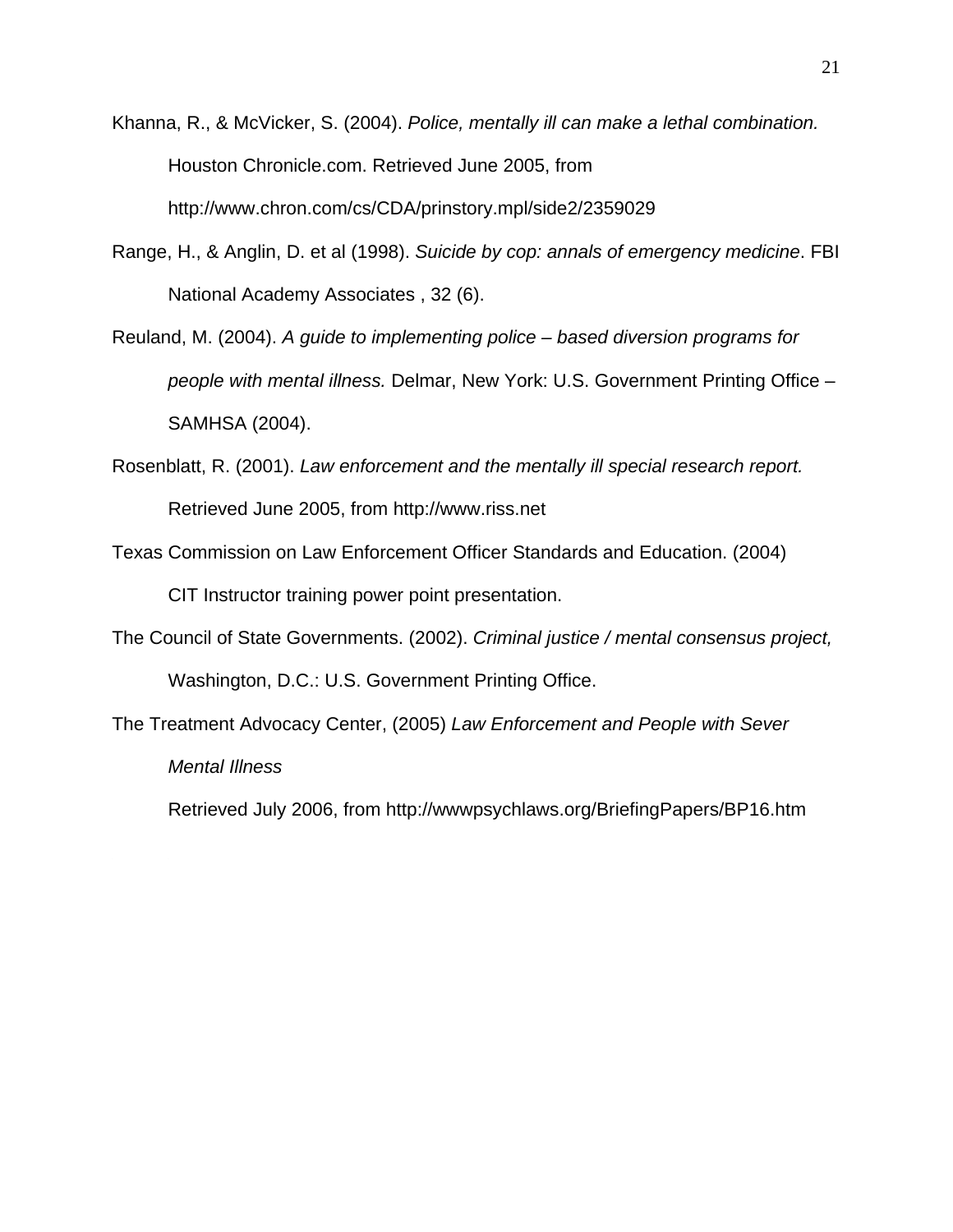Khanna, R., & McVicker, S. (2004). *Police, mentally ill can make a lethal combination.* Houston Chronicle.com. Retrieved June 2005, from http://www.chron.com/cs/CDA/prinstory.mpl/side2/2359029

Range, H., & Anglin, D. et al (1998). *Suicide by cop: annals of emergency medicine*. FBI National Academy Associates , 32 (6).

Reuland, M. (2004). *A guide to implementing police – based diversion programs for people with mental illness.* Delmar, New York: U.S. Government Printing Office – SAMHSA (2004).

Rosenblatt, R. (2001). *Law enforcement and the mentally ill special research report.* Retrieved June 2005, from http://www.riss.net

Texas Commission on Law Enforcement Officer Standards and Education. (2004) CIT Instructor training power point presentation.

The Council of State Governments. (2002). *Criminal justice / mental consensus project,* Washington, D.C.: U.S. Government Printing Office.

The Treatment Advocacy Center, (2005) *Law Enforcement and People with Sever Mental Illness*

Retrieved July 2006, from http://wwwpsychlaws.org/BriefingPapers/BP16.htm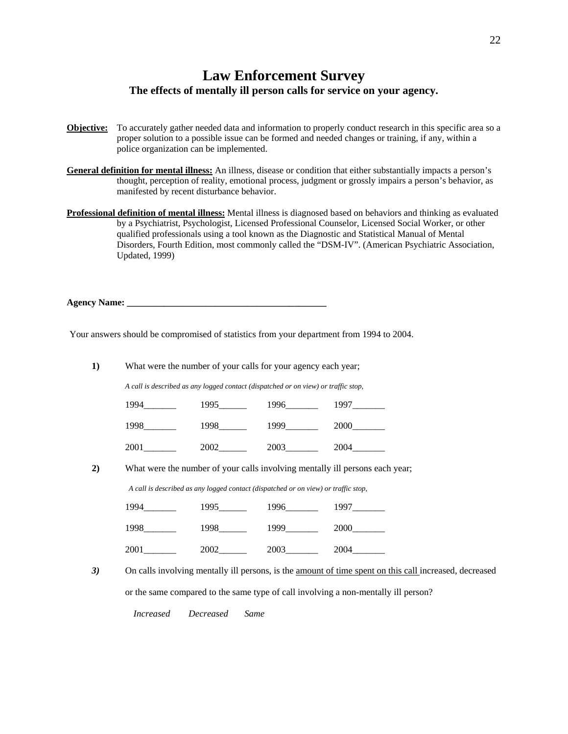# Law Enforcement Survey

## The effects of mentally ill person calls for service on your agency.

**Objective:** To accurately gather needed data and information to properly conduct research in this specific area so a proper solution to a possible issue can be formed and needed changes or training, if any, within a police organization can be implemented.

**General definition for mental illness:** An illness, disease or condition that either substantially impacts a person's thought, perception of reality, emotional process, judgment or grossly impairs a person's behavior, as manifested by recent disturbance behavior.

**Professional definition of mental illness:** Mental illness is diagnosed based on behaviors and thinking as evaluated by a Psychiatrist, Psychologist, Licensed Professional Counselor, Licensed Social Worker, or other qualified professionals using a tool known as the Diagnostic and Statistical Manual of Mental Disorders, Fourth Edition, most commonly called the "DSM-IV". (American Psychiatric Association, Updated, 1999)

**Agency Name: ___________________________________________**

Your answers should be compromised of statistics from your department from 1994 to 2004.

**1)** What were the number of your calls for your agency each year;

*A call is described as any logged contact (dispatched or on view) or traffic stop,*

1994_______ 1995______ 1996_______ 1997_______

1998_______ 1998______ 1999_______ 2000_______

2001_______ 2002______ 2003_______ 2004_______

**2)** What were the number of your calls involving mentally ill persons each year;

*A call is described as any logged contact (dispatched or on view) or traffic stop,*

1994_______ 1995______ 1996_______ 1997_______

1998_______ 1998______ 1999_______ 2000_______

2001_______ 2002______ 2003_______ 2004_______

***3)*** On calls involving mentally ill persons, is the <u>amount of time spent on this call</u> increased, decreased or the same compared to the same type of call involving a non-mentally ill person?

*Increased* *Decreased* *Same*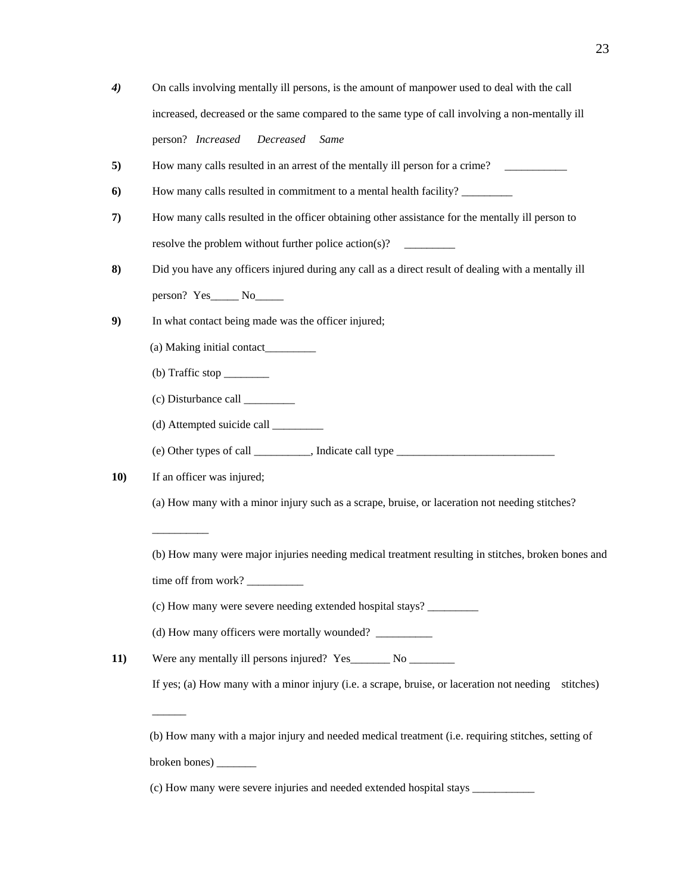***4)*** On calls involving mentally ill persons, is the amount of manpower used to deal with the call increased, decreased or the same compared to the same type of call involving a non-mentally ill person? *Increased* *Decreased* *Same*

**5)** How many calls resulted in an arrest of the mentally ill person for a crime? ___________

**6)** How many calls resulted in commitment to a mental health facility? _________

**7)** How many calls resulted in the officer obtaining other assistance for the mentally ill person to resolve the problem without further police action(s)? _________

**8)** Did you have any officers injured during any call as a direct result of dealing with a mentally ill person? Yes_____ No_____

**9)** In what contact being made was the officer injured;

(a) Making initial contact_________

(b) Traffic stop ________

(c) Disturbance call _________

(d) Attempted suicide call _________

(e) Other types of call __________, Indicate call type ____________________________

**10)** If an officer was injured;

(a) How many with a minor injury such as a scrape, bruise, or laceration not needing stitches? __________

(b) How many were major injuries needing medical treatment resulting in stitches, broken bones and time off from work? __________

(c) How many were severe needing extended hospital stays? _________

(d) How many officers were mortally wounded? __________

**11)** Were any mentally ill persons injured? Yes_______ No ________

If yes; (a) How many with a minor injury (i.e. a scrape, bruise, or laceration not needing stitches) ______

(b) How many with a major injury and needed medical treatment (i.e. requiring stitches, setting of broken bones) _______

(c) How many were severe injuries and needed extended hospital stays ___________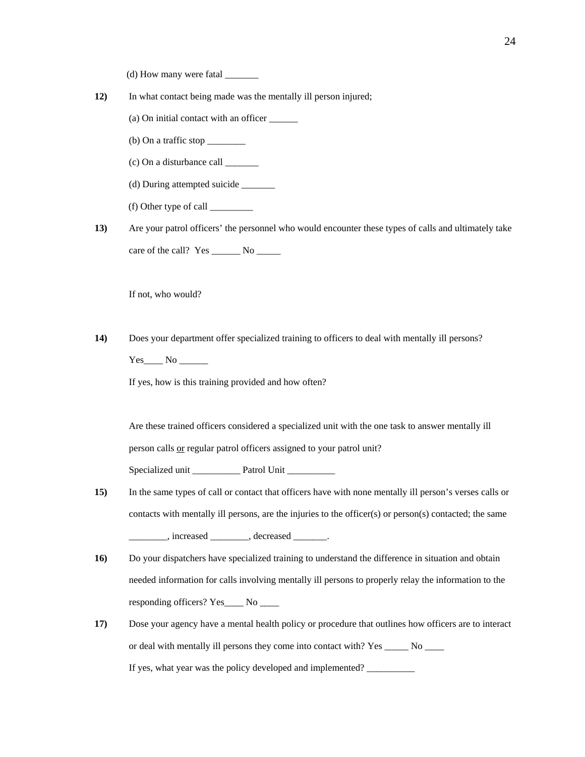(d) How many were fatal _______

**12)** In what contact being made was the mentally ill person injured;

(a) On initial contact with an officer ______

(b) On a traffic stop ________

(c) On a disturbance call _______

(d) During attempted suicide _______

(f) Other type of call _________

**13)** Are your patrol officers' the personnel who would encounter these types of calls and ultimately take care of the call? Yes ______ No _____

If not, who would?

**14)** Does your department offer specialized training to officers to deal with mentally ill persons? Yes____ No ______

If yes, how is this training provided and how often?

Are these trained officers considered a specialized unit with the one task to answer mentally ill person calls <u>or</u> regular patrol officers assigned to your patrol unit?

Specialized unit __________ Patrol Unit __________

**15)** In the same types of call or contact that officers have with none mentally ill person's verses calls or contacts with mentally ill persons, are the injuries to the officer(s) or person(s) contacted; the same ________, increased ________, decreased _______.

**16)** Do your dispatchers have specialized training to understand the difference in situation and obtain needed information for calls involving mentally ill persons to properly relay the information to the responding officers? Yes____ No ____

**17)** Dose your agency have a mental health policy or procedure that outlines how officers are to interact or deal with mentally ill persons they come into contact with? Yes _____ No ____

If yes, what year was the policy developed and implemented? __________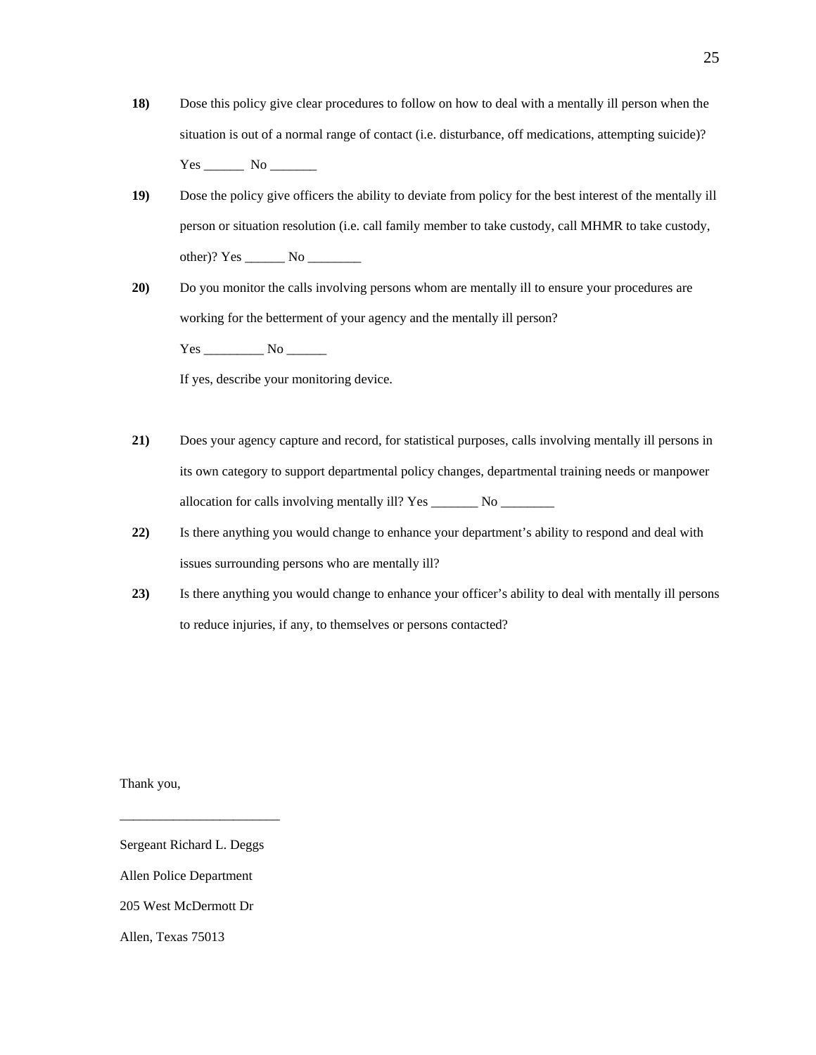**18)** Dose this policy give clear procedures to follow on how to deal with a mentally ill person when the situation is out of a normal range of contact (i.e. disturbance, off medications, attempting suicide)? Yes ______ No _______

**19)** Dose the policy give officers the ability to deviate from policy for the best interest of the mentally ill person or situation resolution (i.e. call family member to take custody, call MHMR to take custody, other)? Yes ______ No ________

**20)** Do you monitor the calls involving persons whom are mentally ill to ensure your procedures are working for the betterment of your agency and the mentally ill person?

Yes _________ No ______

If yes, describe your monitoring device.

**21)** Does your agency capture and record, for statistical purposes, calls involving mentally ill persons in its own category to support departmental policy changes, departmental training needs or manpower allocation for calls involving mentally ill? Yes _______ No ________

**22)** Is there anything you would change to enhance your department's ability to respond and deal with issues surrounding persons who are mentally ill?

**23)** Is there anything you would change to enhance your officer's ability to deal with mentally ill persons to reduce injuries, if any, to themselves or persons contacted?

Thank you,

_______________________

Sergeant Richard L. Deggs

Allen Police Department

205 West McDermott Dr

Allen, Texas 75013